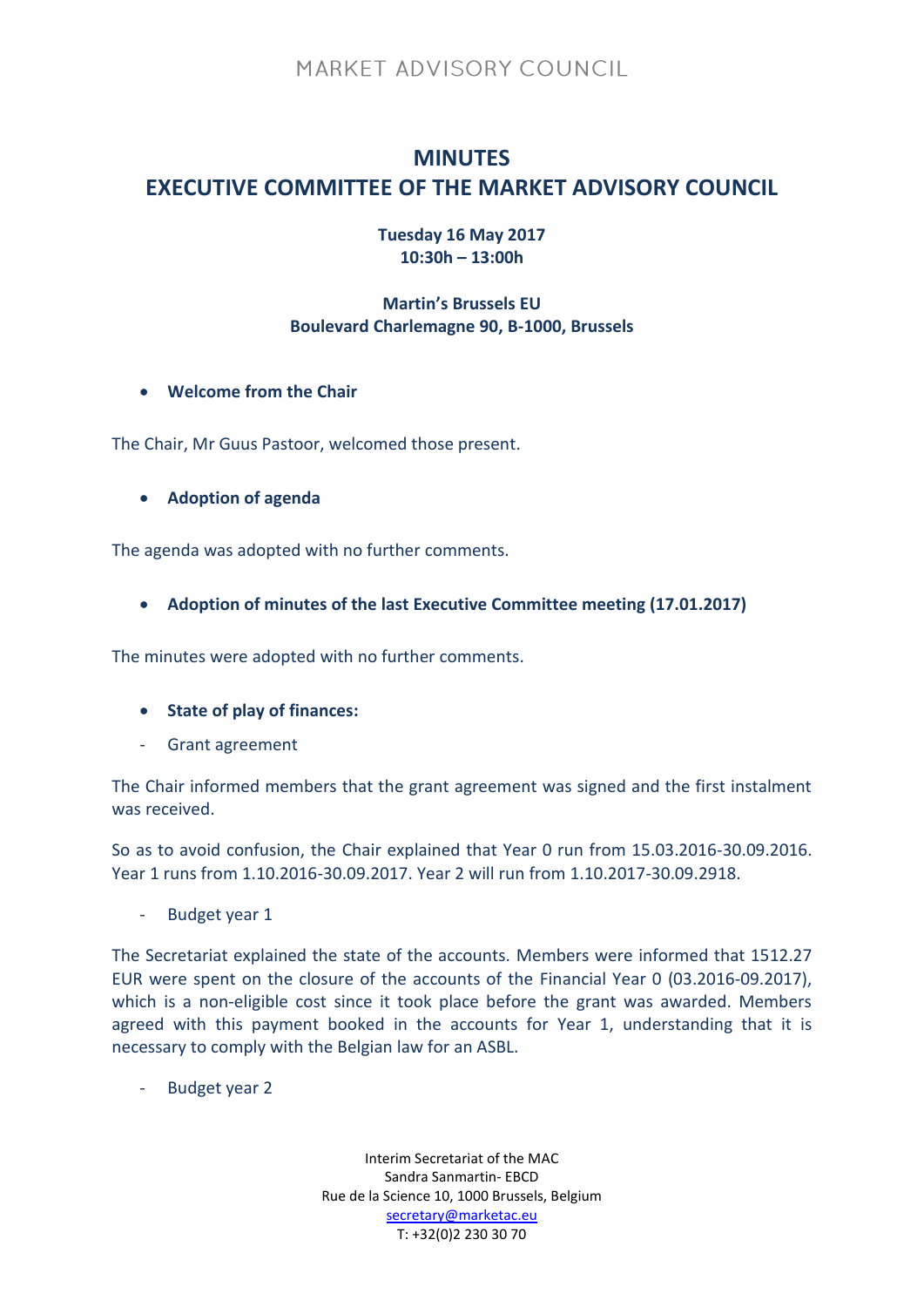MARKET ADVISORY COUNCIL

# MINUTES
# EXECUTIVE COMMITTEE OF THE MARKET ADVISORY COUNCIL

**Tuesday 16 May 2017**
**10:30h – 13:00h**

**Martin's Brussels EU**
**Boulevard Charlemagne 90, B-1000, Brussels**

- **Welcome from the Chair**

The Chair, Mr Guus Pastoor, welcomed those present.

- **Adoption of agenda**

The agenda was adopted with no further comments.

- **Adoption of minutes of the last Executive Committee meeting (17.01.2017)**

The minutes were adopted with no further comments.

- **State of play of finances:**
  - Grant agreement

The Chair informed members that the grant agreement was signed and the first instalment was received.

So as to avoid confusion, the Chair explained that Year 0 run from 15.03.2016-30.09.2016. Year 1 runs from 1.10.2016-30.09.2017. Year 2 will run from 1.10.2017-30.09.2918.

- Budget year 1

The Secretariat explained the state of the accounts. Members were informed that 1512.27 EUR were spent on the closure of the accounts of the Financial Year 0 (03.2016-09.2017), which is a non-eligible cost since it took place before the grant was awarded. Members agreed with this payment booked in the accounts for Year 1, understanding that it is necessary to comply with the Belgian law for an ASBL.

- Budget year 2

Interim Secretariat of the MAC
Sandra Sanmartin- EBCD
Rue de la Science 10, 1000 Brussels, Belgium
secretary@marketac.eu
T: +32(0)2 230 30 70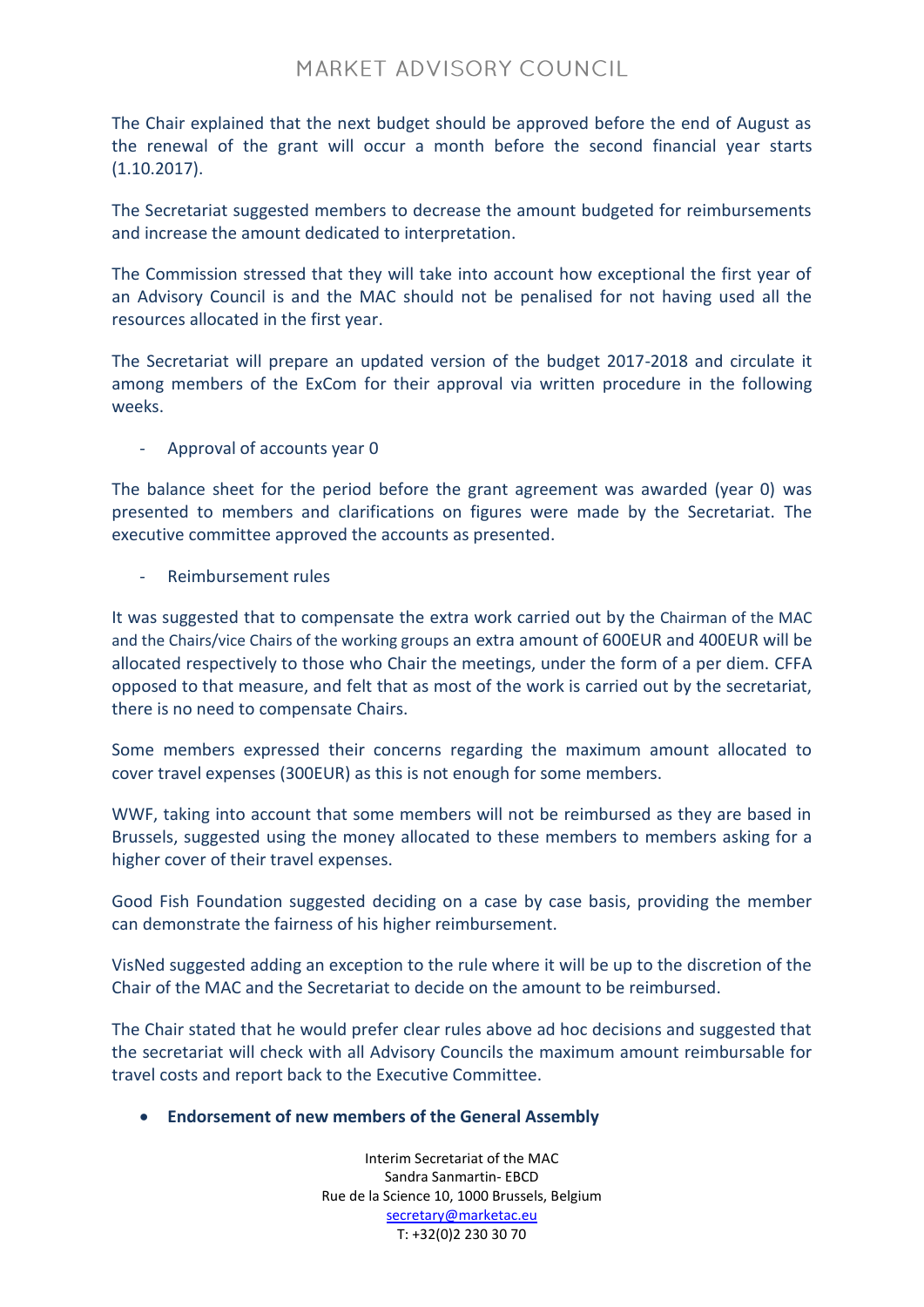The Chair explained that the next budget should be approved before the end of August as the renewal of the grant will occur a month before the second financial year starts (1.10.2017).

The Secretariat suggested members to decrease the amount budgeted for reimbursements and increase the amount dedicated to interpretation.

The Commission stressed that they will take into account how exceptional the first year of an Advisory Council is and the MAC should not be penalised for not having used all the resources allocated in the first year.

The Secretariat will prepare an updated version of the budget 2017-2018 and circulate it among members of the ExCom for their approval via written procedure in the following weeks.

- Approval of accounts year 0

The balance sheet for the period before the grant agreement was awarded (year 0) was presented to members and clarifications on figures were made by the Secretariat. The executive committee approved the accounts as presented.

- Reimbursement rules

It was suggested that to compensate the extra work carried out by the Chairman of the MAC and the Chairs/vice Chairs of the working groups an extra amount of 600EUR and 400EUR will be allocated respectively to those who Chair the meetings, under the form of a per diem. CFFA opposed to that measure, and felt that as most of the work is carried out by the secretariat, there is no need to compensate Chairs.

Some members expressed their concerns regarding the maximum amount allocated to cover travel expenses (300EUR) as this is not enough for some members.

WWF, taking into account that some members will not be reimbursed as they are based in Brussels, suggested using the money allocated to these members to members asking for a higher cover of their travel expenses.

Good Fish Foundation suggested deciding on a case by case basis, providing the member can demonstrate the fairness of his higher reimbursement.

VisNed suggested adding an exception to the rule where it will be up to the discretion of the Chair of the MAC and the Secretariat to decide on the amount to be reimbursed.

The Chair stated that he would prefer clear rules above ad hoc decisions and suggested that the secretariat will check with all Advisory Councils the maximum amount reimbursable for travel costs and report back to the Executive Committee.

- **Endorsement of new members of the General Assembly**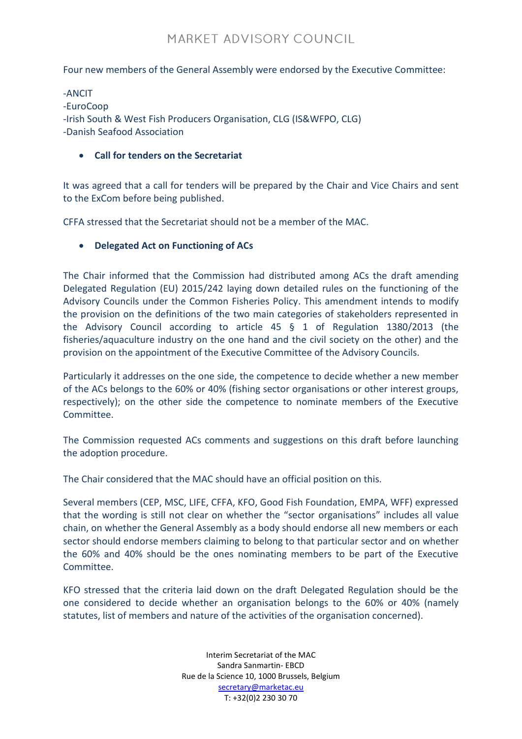Four new members of the General Assembly were endorsed by the Executive Committee:

-ANCIT
-EuroCoop
-Irish South & West Fish Producers Organisation, CLG (IS&WFPO, CLG)
-Danish Seafood Association

- **Call for tenders on the Secretariat**

It was agreed that a call for tenders will be prepared by the Chair and Vice Chairs and sent to the ExCom before being published.

CFFA stressed that the Secretariat should not be a member of the MAC.

- **Delegated Act on Functioning of ACs**

The Chair informed that the Commission had distributed among ACs the draft amending Delegated Regulation (EU) 2015/242 laying down detailed rules on the functioning of the Advisory Councils under the Common Fisheries Policy. This amendment intends to modify the provision on the definitions of the two main categories of stakeholders represented in the Advisory Council according to article 45 § 1 of Regulation 1380/2013 (the fisheries/aquaculture industry on the one hand and the civil society on the other) and the provision on the appointment of the Executive Committee of the Advisory Councils.

Particularly it addresses on the one side, the competence to decide whether a new member of the ACs belongs to the 60% or 40% (fishing sector organisations or other interest groups, respectively); on the other side the competence to nominate members of the Executive Committee.

The Commission requested ACs comments and suggestions on this draft before launching the adoption procedure.

The Chair considered that the MAC should have an official position on this.

Several members (CEP, MSC, LIFE, CFFA, KFO, Good Fish Foundation, EMPA, WFF) expressed that the wording is still not clear on whether the "sector organisations" includes all value chain, on whether the General Assembly as a body should endorse all new members or each sector should endorse members claiming to belong to that particular sector and on whether the 60% and 40% should be the ones nominating members to be part of the Executive Committee.

KFO stressed that the criteria laid down on the draft Delegated Regulation should be the one considered to decide whether an organisation belongs to the 60% or 40% (namely statutes, list of members and nature of the activities of the organisation concerned).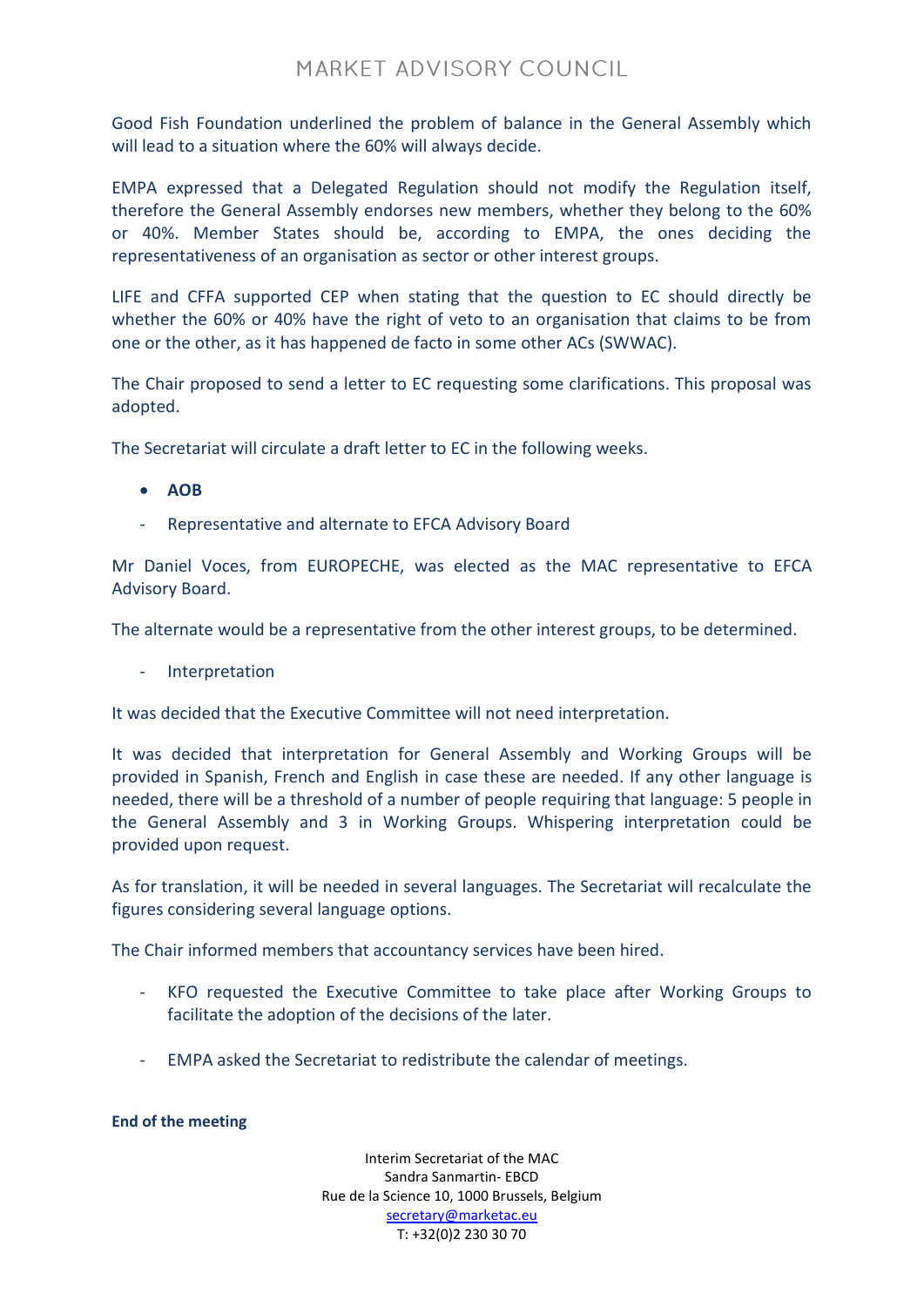Good Fish Foundation underlined the problem of balance in the General Assembly which will lead to a situation where the 60% will always decide.

EMPA expressed that a Delegated Regulation should not modify the Regulation itself, therefore the General Assembly endorses new members, whether they belong to the 60% or 40%. Member States should be, according to EMPA, the ones deciding the representativeness of an organisation as sector or other interest groups.

LIFE and CFFA supported CEP when stating that the question to EC should directly be whether the 60% or 40% have the right of veto to an organisation that claims to be from one or the other, as it has happened de facto in some other ACs (SWWAC).

The Chair proposed to send a letter to EC requesting some clarifications. This proposal was adopted.

The Secretariat will circulate a draft letter to EC in the following weeks.

- **AOB**

- Representative and alternate to EFCA Advisory Board

Mr Daniel Voces, from EUROPECHE, was elected as the MAC representative to EFCA Advisory Board.

The alternate would be a representative from the other interest groups, to be determined.

- Interpretation

It was decided that the Executive Committee will not need interpretation.

It was decided that interpretation for General Assembly and Working Groups will be provided in Spanish, French and English in case these are needed. If any other language is needed, there will be a threshold of a number of people requiring that language: 5 people in the General Assembly and 3 in Working Groups. Whispering interpretation could be provided upon request.

As for translation, it will be needed in several languages. The Secretariat will recalculate the figures considering several language options.

The Chair informed members that accountancy services have been hired.

- KFO requested the Executive Committee to take place after Working Groups to facilitate the adoption of the decisions of the later.

- EMPA asked the Secretariat to redistribute the calendar of meetings.

**End of the meeting**

Interim Secretariat of the MAC
Sandra Sanmartin- EBCD
Rue de la Science 10, 1000 Brussels, Belgium
secretary@marketac.eu
T: +32(0)2 230 30 70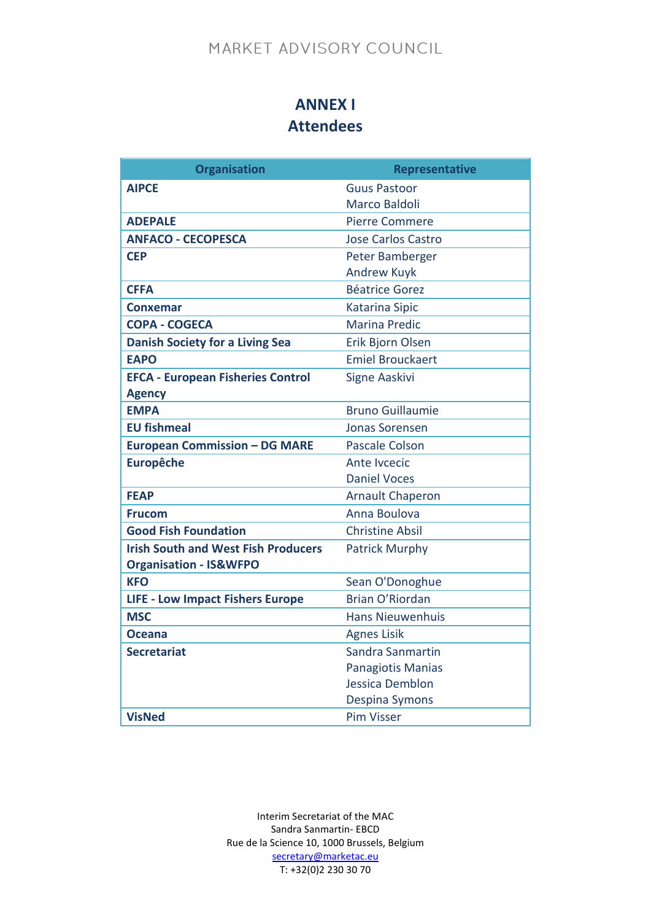# ANNEX I
## Attendees

| Organisation | Representative |
|---|---|
| **AIPCE** | Guus Pastoor<br>Marco Baldoli |
| **ADEPALE** | Pierre Commere |
| **ANFACO - CECOPESCA** | Jose Carlos Castro |
| **CEP** | Peter Bamberger<br>Andrew Kuyk |
| **CFFA** | Béatrice Gorez |
| **Conxemar** | Katarina Sipic |
| **COPA - COGECA** | Marina Predic |
| **Danish Society for a Living Sea** | Erik Bjorn Olsen |
| **EAPO** | Emiel Brouckaert |
| **EFCA - European Fisheries Control Agency** | Signe Aaskivi |
| **EMPA** | Bruno Guillaumie |
| **EU fishmeal** | Jonas Sorensen |
| **European Commission – DG MARE** | Pascale Colson |
| **Europêche** | Ante Ivcecic<br>Daniel Voces |
| **FEAP** | Arnault Chaperon |
| **Frucom** | Anna Boulova |
| **Good Fish Foundation** | Christine Absil |
| **Irish South and West Fish Producers Organisation - IS&WFPO** | Patrick Murphy |
| **KFO** | Sean O'Donoghue |
| **LIFE - Low Impact Fishers Europe** | Brian O'Riordan |
| **MSC** | Hans Nieuwenhuis |
| **Oceana** | Agnes Lisik |
| **Secretariat** | Sandra Sanmartin<br>Panagiotis Manias<br>Jessica Demblon<br>Despina Symons |
| **VisNed** | Pim Visser |

Interim Secretariat of the MAC
Sandra Sanmartin- EBCD
Rue de la Science 10, 1000 Brussels, Belgium
secretary@marketac.eu
T: +32(0)2 230 30 70